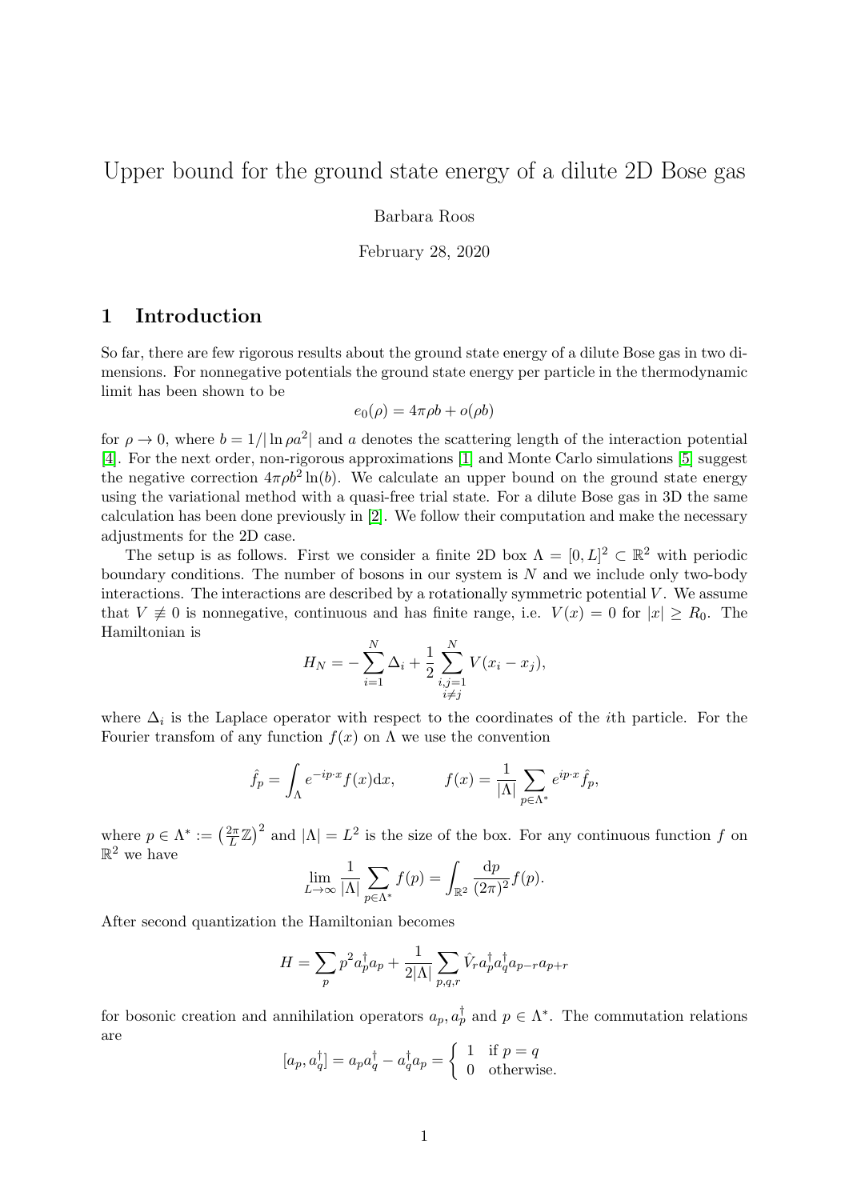# Upper bound for the ground state energy of a dilute 2D Bose gas

Barbara Roos

February 28, 2020

## 1 Introduction

So far, there are few rigorous results about the ground state energy of a dilute Bose gas in two dimensions. For nonnegative potentials the ground state energy per particle in the thermodynamic limit has been shown to be

$$e_0(\rho) = 4\pi\rho b + o(\rho b)$$

for $\rho \to 0$, where $b = 1/|\ln \rho a^2|$ and $a$ denotes the scattering length of the interaction potential [4]. For the next order, non-rigorous approximations [1] and Monte Carlo simulations [5] suggest the negative correction $4\pi\rho b^2 \ln(b)$. We calculate an upper bound on the ground state energy using the variational method with a quasi-free trial state. For a dilute Bose gas in 3D the same calculation has been done previously in [2]. We follow their computation and make the necessary adjustments for the 2D case.

The setup is as follows. First we consider a finite 2D box $\Lambda = [0, L]^2 \subset \mathbb{R}^2$ with periodic boundary conditions. The number of bosons in our system is $N$ and we include only two-body interactions. The interactions are described by a rotationally symmetric potential $V$. We assume that $V \not\equiv 0$ is nonnegative, continuous and has finite range, i.e. $V(x) = 0$ for $|x| \geq R_0$. The Hamiltonian is

$$H_N = -\sum_{i=1}^{N} \Delta_i + \frac{1}{2} \sum_{\substack{i,j=1 \\ i \neq j}}^{N} V(x_i - x_j),$$

where $\Delta_i$ is the Laplace operator with respect to the coordinates of the $i$th particle. For the Fourier transfom of any function $f(x)$ on $\Lambda$ we use the convention

$$\hat{f}_p = \int_{\Lambda} e^{-ip\cdot x} f(x) \mathrm{d}x, \qquad f(x) = \frac{1}{|\Lambda|} \sum_{p \in \Lambda^*} e^{ip\cdot x} \hat{f}_p,$$

where $p \in \Lambda^* := \left(\frac{2\pi}{L}\mathbb{Z}\right)^2$ and $|\Lambda| = L^2$ is the size of the box. For any continuous function $f$ on $\mathbb{R}^2$ we have

$$\lim_{L\to\infty} \frac{1}{|\Lambda|} \sum_{p\in\Lambda^*} f(p) = \int_{\mathbb{R}^2} \frac{\mathrm{d}p}{(2\pi)^2} f(p).$$

After second quantization the Hamiltonian becomes

$$H = \sum_p p^2 a_p^\dagger a_p + \frac{1}{2|\Lambda|} \sum_{p,q,r} \hat{V}_r a_p^\dagger a_q^\dagger a_{p-r} a_{p+r}$$

for bosonic creation and annihilation operators $a_p, a_p^\dagger$ and $p \in \Lambda^*$. The commutation relations are

$$[a_p, a_q^\dagger] = a_p a_q^\dagger - a_q^\dagger a_p = \begin{cases} 1 & \text{if } p = q \\ 0 & \text{otherwise.} \end{cases}$$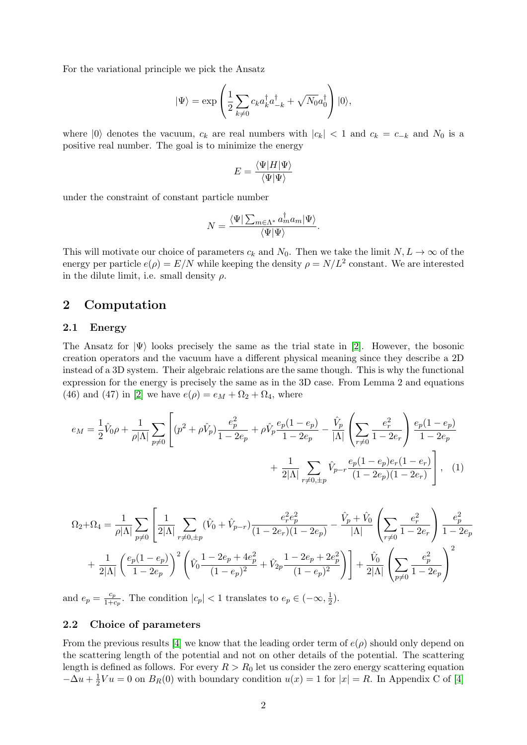For the variational principle we pick the Ansatz

$$|\Psi\rangle = \exp\left(\frac{1}{2}\sum_{k\neq 0} c_k a_k^\dagger a_{-k}^\dagger + \sqrt{N_0}a_0^\dagger\right)|0\rangle,$$

where $|0\rangle$ denotes the vacuum, $c_k$ are real numbers with $|c_k| < 1$ and $c_k = c_{-k}$ and $N_0$ is a positive real number. The goal is to minimize the energy

$$E = \frac{\langle\Psi|H|\Psi\rangle}{\langle\Psi|\Psi\rangle}$$

under the constraint of constant particle number

$$N = \frac{\langle\Psi|\sum_{m\in\Lambda^*} a_m^\dagger a_m|\Psi\rangle}{\langle\Psi|\Psi\rangle}.$$

This will motivate our choice of parameters $c_k$ and $N_0$. Then we take the limit $N, L \to \infty$ of the energy per particle $e(\rho) = E/N$ while keeping the density $\rho = N/L^2$ constant. We are interested in the dilute limit, i.e. small density $\rho$.

## 2 Computation

### 2.1 Energy

The Ansatz for $|\Psi\rangle$ looks precisely the same as the trial state in [2]. However, the bosonic creation operators and the vacuum have a different physical meaning since they describe a 2D instead of a 3D system. Their algebraic relations are the same though. This is why the functional expression for the energy is precisely the same as in the 3D case. From Lemma 2 and equations (46) and (47) in [2] we have $e(\rho) = e_M + \Omega_2 + \Omega_4$, where

$$e_M = \frac{1}{2}\hat{V}_0\rho + \frac{1}{\rho|\Lambda|}\sum_{p\neq 0}\left[(p^2+\rho\hat{V}_p)\frac{e_p^2}{1-2e_p} + \rho\hat{V}_p\frac{e_p(1-e_p)}{1-2e_p} - \frac{\hat{V}_p}{|\Lambda|}\left(\sum_{r\neq 0}\frac{e_r^2}{1-2e_r}\right)\frac{e_p(1-e_p)}{1-2e_p}\right.$$
$$\left. + \frac{1}{2|\Lambda|}\sum_{r\neq 0,\pm p}\hat{V}_{p-r}\frac{e_p(1-e_p)e_r(1-e_r)}{(1-2e_p)(1-2e_r)}\right], \quad (1)$$

$$\Omega_2+\Omega_4 = \frac{1}{\rho|\Lambda|}\sum_{p\neq 0}\left[\frac{1}{2|\Lambda|}\sum_{r\neq 0,\pm p}(\hat{V}_0+\hat{V}_{p-r})\frac{e_r^2e_p^2}{(1-2e_r)(1-2e_p)} - \frac{\hat{V}_p+\hat{V}_0}{|\Lambda|}\left(\sum_{r\neq 0}\frac{e_r^2}{1-2e_r}\right)\frac{e_p^2}{1-2e_p}\right.$$
$$\left. + \frac{1}{2|\Lambda|}\left(\frac{e_p(1-e_p)}{1-2e_p}\right)^2\left(\hat{V}_0\frac{1-2e_p+4e_p^2}{(1-e_p)^2} + \hat{V}_{2p}\frac{1-2e_p+2e_p^2}{(1-e_p)^2}\right)\right] + \frac{\hat{V}_0}{2|\Lambda|}\left(\sum_{p\neq 0}\frac{e_p^2}{1-2e_p}\right)^2$$

and $e_p = \frac{c_p}{1+c_p}$. The condition $|c_p| < 1$ translates to $e_p \in (-\infty, \frac{1}{2})$.

### 2.2 Choice of parameters

From the previous results [4] we know that the leading order term of $e(\rho)$ should only depend on the scattering length of the potential and not on other details of the potential. The scattering length is defined as follows. For every $R > R_0$ let us consider the zero energy scattering equation $-\Delta u + \frac{1}{2}Vu = 0$ on $B_R(0)$ with boundary condition $u(x) = 1$ for $|x| = R$. In Appendix C of [4]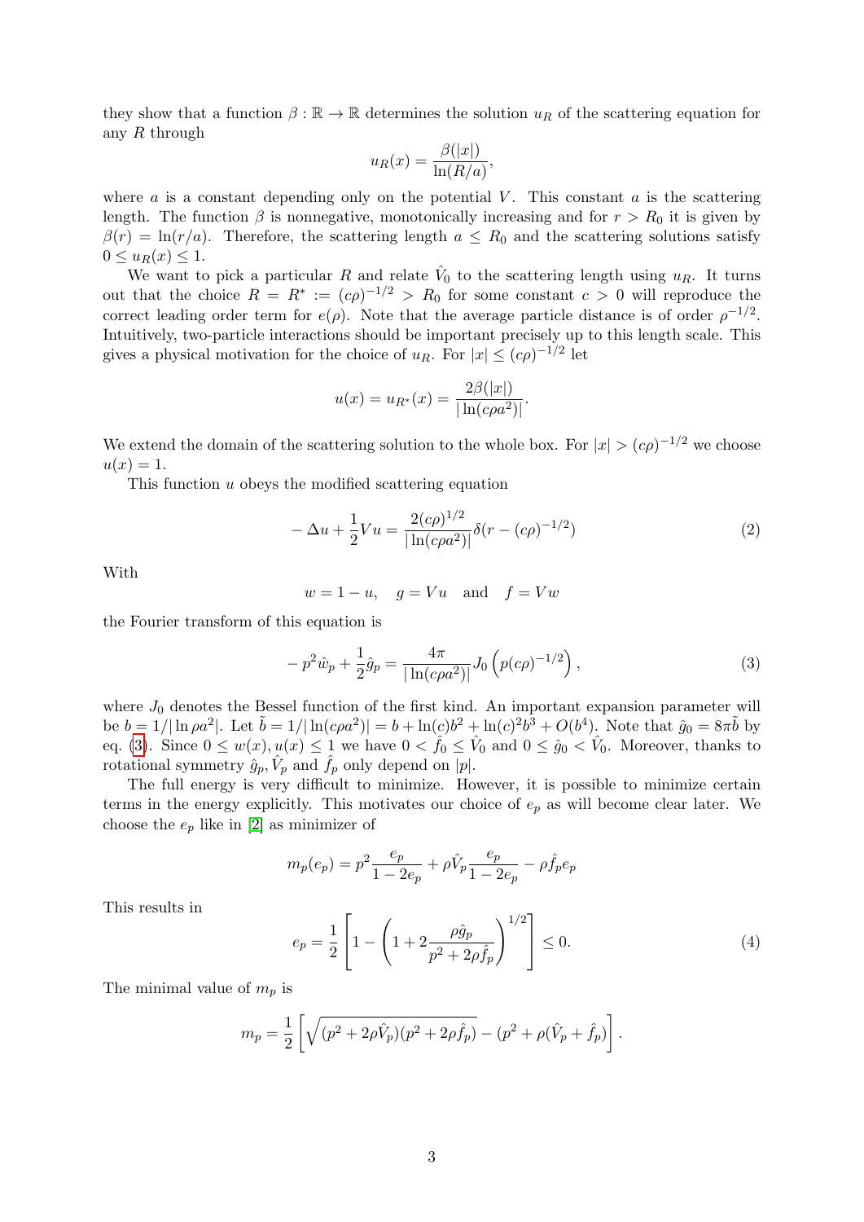they show that a function $\beta : \mathbb{R} \to \mathbb{R}$ determines the solution $u_R$ of the scattering equation for any $R$ through

$$u_R(x) = \frac{\beta(|x|)}{\ln(R/a)},$$

where $a$ is a constant depending only on the potential $V$. This constant $a$ is the scattering length. The function $\beta$ is nonnegative, monotonically increasing and for $r > R_0$ it is given by $\beta(r) = \ln(r/a)$. Therefore, the scattering length $a \leq R_0$ and the scattering solutions satisfy $0 \leq u_R(x) \leq 1$.

We want to pick a particular $R$ and relate $\hat{V}_0$ to the scattering length using $u_R$. It turns out that the choice $R = R^* := (c\rho)^{-1/2} > R_0$ for some constant $c > 0$ will reproduce the correct leading order term for $e(\rho)$. Note that the average particle distance is of order $\rho^{-1/2}$. Intuitively, two-particle interactions should be important precisely up to this length scale. This gives a physical motivation for the choice of $u_R$. For $|x| \leq (c\rho)^{-1/2}$ let

$$u(x) = u_{R^*}(x) = \frac{2\beta(|x|)}{|\ln(c\rho a^2)|}.$$

We extend the domain of the scattering solution to the whole box. For $|x| > (c\rho)^{-1/2}$ we choose $u(x) = 1$.

This function $u$ obeys the modified scattering equation

$$-\Delta u + \frac{1}{2} V u = \frac{2(c\rho)^{1/2}}{|\ln(c\rho a^2)|} \delta(r - (c\rho)^{-1/2}) \tag{2}$$

With

$$w = 1 - u, \quad g = Vu \quad \text{and} \quad f = Vw$$

the Fourier transform of this equation is

$$-p^2 \hat{w}_p + \frac{1}{2} \hat{g}_p = \frac{4\pi}{|\ln(c\rho a^2)|} J_0\left(p(c\rho)^{-1/2}\right), \tag{3}$$

where $J_0$ denotes the Bessel function of the first kind. An important expansion parameter will be $b = 1/|\ln \rho a^2|$. Let $\tilde{b} = 1/|\ln(c\rho a^2)| = b + \ln(c)b^2 + \ln(c)^2 b^3 + O(b^4)$. Note that $\hat{g}_0 = 8\pi\tilde{b}$ by eq. (3). Since $0 \leq w(x), u(x) \leq 1$ we have $0 < \hat{f}_0 \leq \hat{V}_0$ and $0 \leq \hat{g}_0 < \hat{V}_0$. Moreover, thanks to rotational symmetry $\hat{g}_p, \hat{V}_p$ and $\hat{f}_p$ only depend on $|p|$.

The full energy is very difficult to minimize. However, it is possible to minimize certain terms in the energy explicitly. This motivates our choice of $e_p$ as will become clear later. We choose the $e_p$ like in [2] as minimizer of

$$m_p(e_p) = p^2 \frac{e_p}{1 - 2e_p} + \rho \hat{V}_p \frac{e_p}{1 - 2e_p} - \rho \hat{f}_p e_p$$

This results in

$$e_p = \frac{1}{2}\left[1 - \left(1 + 2\frac{\rho \hat{g}_p}{p^2 + 2\rho \hat{f}_p}\right)^{1/2}\right] \leq 0. \tag{4}$$

The minimal value of $m_p$ is

$$m_p = \frac{1}{2}\left[\sqrt{(p^2 + 2\rho\hat{V}_p)(p^2 + 2\rho\hat{f}_p)} - (p^2 + \rho(\hat{V}_p + \hat{f}_p)\right].$$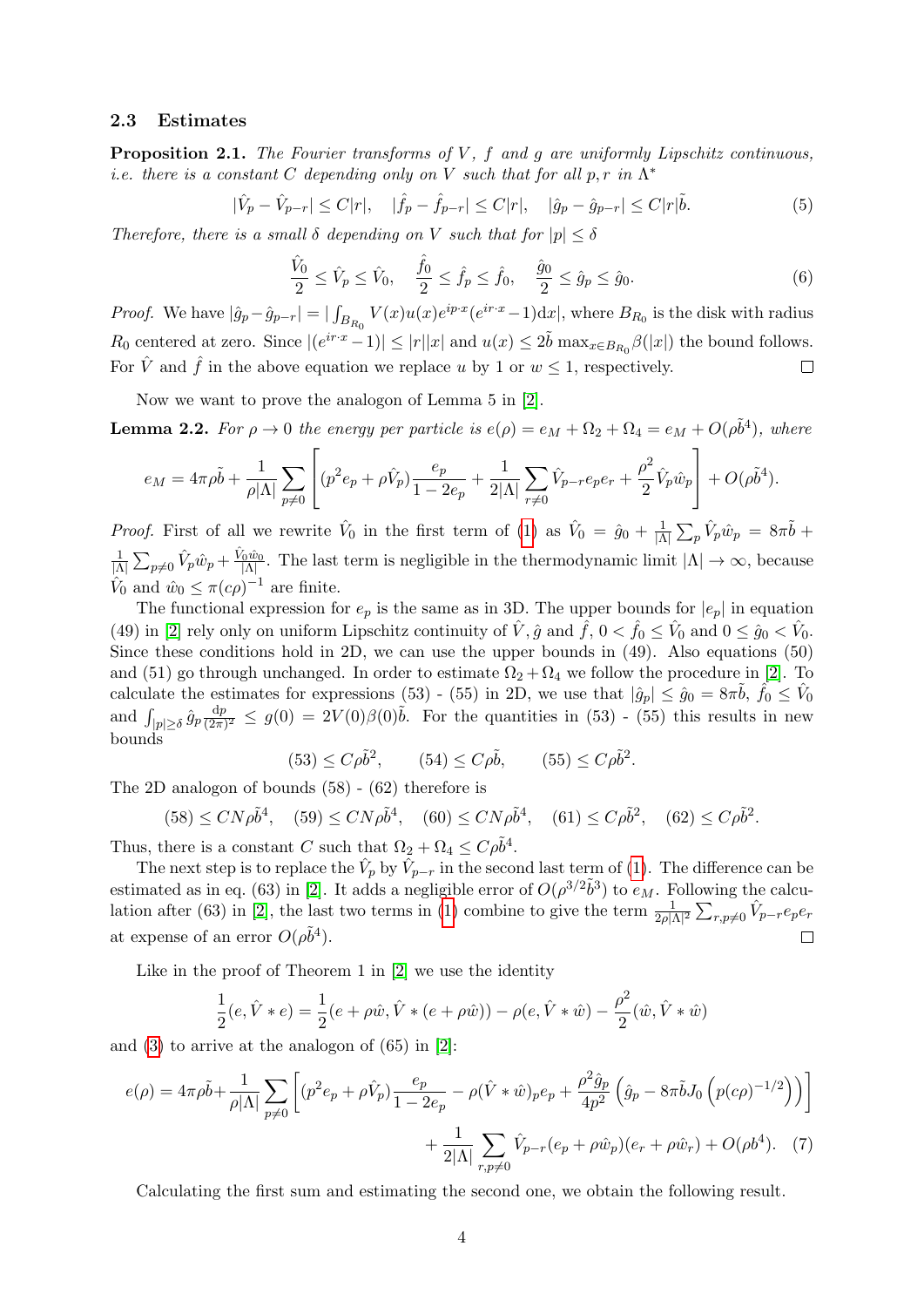### 2.3 Estimates

**Proposition 2.1.** *The Fourier transforms of $V$, $f$ and $g$ are uniformly Lipschitz continuous, i.e. there is a constant $C$ depending only on $V$ such that for all $p, r$ in $\Lambda^*$*

$$|\hat{V}_p - \hat{V}_{p-r}| \leq C|r|, \quad |\hat{f}_p - \hat{f}_{p-r}| \leq C|r|, \quad |\hat{g}_p - \hat{g}_{p-r}| \leq C|r|\tilde{b}. \tag{5}$$

*Therefore, there is a small $\delta$ depending on $V$ such that for $|p| \leq \delta$*

$$\frac{\hat{V}_0}{2} \leq \hat{V}_p \leq \hat{V}_0, \quad \frac{\hat{f}_0}{2} \leq \hat{f}_p \leq \hat{f}_0, \quad \frac{\hat{g}_0}{2} \leq \hat{g}_p \leq \hat{g}_0. \tag{6}$$

*Proof.* We have $|\hat{g}_p - \hat{g}_{p-r}| = |\int_{B_{R_0}} V(x)u(x)e^{ip\cdot x}(e^{ir\cdot x}-1)\mathrm{d}x|$, where $B_{R_0}$ is the disk with radius $R_0$ centered at zero. Since $|(e^{ir\cdot x}-1)| \leq |r||x|$ and $u(x) \leq 2\tilde{b}\max_{x\in B_{R_0}}\beta(|x|)$ the bound follows. For $\hat{V}$ and $\hat{f}$ in the above equation we replace $u$ by 1 or $w \leq 1$, respectively. ☐

Now we want to prove the analogon of Lemma 5 in [2].

**Lemma 2.2.** *For $\rho \to 0$ the energy per particle is $e(\rho) = e_M + \Omega_2 + \Omega_4 = e_M + O(\rho\tilde{b}^4)$, where*

$$e_M = 4\pi\rho\tilde{b} + \frac{1}{\rho|\Lambda|}\sum_{p\neq 0}\left[(p^2 e_p + \rho\hat{V}_p)\frac{e_p}{1-2e_p} + \frac{1}{2|\Lambda|}\sum_{r\neq 0}\hat{V}_{p-r}e_p e_r + \frac{\rho^2}{2}\hat{V}_p\hat{w}_p\right] + O(\rho\tilde{b}^4).$$

*Proof.* First of all we rewrite $\hat{V}_0$ in the first term of (1) as $\hat{V}_0 = \hat{g}_0 + \frac{1}{|\Lambda|}\sum_p \hat{V}_p\hat{w}_p = 8\pi\tilde{b} + \frac{1}{|\Lambda|}\sum_{p\neq 0}\hat{V}_p\hat{w}_p + \frac{\hat{V}_0\hat{w}_0}{|\Lambda|}$. The last term is negligible in the thermodynamic limit $|\Lambda| \to \infty$, because $\hat{V}_0$ and $\hat{w}_0 \leq \pi(c\rho)^{-1}$ are finite.

The functional expression for $e_p$ is the same as in 3D. The upper bounds for $|e_p|$ in equation (49) in [2] rely only on uniform Lipschitz continuity of $\hat{V}, \hat{g}$ and $\hat{f}$, $0 < \hat{f}_0 \leq \hat{V}_0$ and $0 \leq \hat{g}_0 < \hat{V}_0$. Since these conditions hold in 2D, we can use the upper bounds in (49). Also equations (50) and (51) go through unchanged. In order to estimate $\Omega_2 + \Omega_4$ we follow the procedure in [2]. To calculate the estimates for expressions (53) - (55) in 2D, we use that $|\hat{g}_p| \leq \hat{g}_0 = 8\pi\tilde{b}$, $\hat{f}_0 \leq \hat{V}_0$ and $\int_{|p|\geq\delta}\hat{g}_p\frac{\mathrm{d}p}{(2\pi)^2} \leq g(0) = 2V(0)\beta(0)\tilde{b}$. For the quantities in (53) - (55) this results in new bounds

$$(53) \leq C\rho\tilde{b}^2, \qquad (54) \leq C\rho\tilde{b}, \qquad (55) \leq C\rho\tilde{b}^2.$$

The 2D analogon of bounds (58) - (62) therefore is

$$(58) \leq CN\rho\tilde{b}^4, \quad (59) \leq CN\rho\tilde{b}^4, \quad (60) \leq CN\rho\tilde{b}^4, \quad (61) \leq C\rho\tilde{b}^2, \quad (62) \leq C\rho\tilde{b}^2.$$

Thus, there is a constant $C$ such that $\Omega_2 + \Omega_4 \leq C\rho\tilde{b}^4$.

The next step is to replace the $\hat{V}_p$ by $\hat{V}_{p-r}$ in the second last term of (1). The difference can be estimated as in eq. (63) in [2]. It adds a negligible error of $O(\rho^{3/2}\tilde{b}^3)$ to $e_M$. Following the calculation after (63) in [2], the last two terms in (1) combine to give the term $\frac{1}{2\rho|\Lambda|^2}\sum_{r,p\neq 0}\hat{V}_{p-r}e_p e_r$ at expense of an error $O(\rho\tilde{b}^4)$. ☐

Like in the proof of Theorem 1 in [2] we use the identity

$$\frac{1}{2}(e, \hat{V} * e) = \frac{1}{2}(e + \rho\hat{w}, \hat{V} * (e + \rho\hat{w})) - \rho(e, \hat{V} * \hat{w}) - \frac{\rho^2}{2}(\hat{w}, \hat{V} * \hat{w})$$

and (3) to arrive at the analogon of (65) in [2]:

$$e(\rho) = 4\pi\rho\tilde{b} + \frac{1}{\rho|\Lambda|}\sum_{p\neq 0}\left[(p^2 e_p + \rho\hat{V}_p)\frac{e_p}{1-2e_p} - \rho(\hat{V} * \hat{w})_p e_p + \frac{\rho^2\hat{g}_p}{4p^2}\left(\hat{g}_p - 8\pi\tilde{b}J_0\left(p(c\rho)^{-1/2}\right)\right)\right]$$
$$+ \frac{1}{2|\Lambda|}\sum_{r,p\neq 0}\hat{V}_{p-r}(e_p + \rho\hat{w}_p)(e_r + \rho\hat{w}_r) + O(\rho b^4). \tag{7}$$

Calculating the first sum and estimating the second one, we obtain the following result.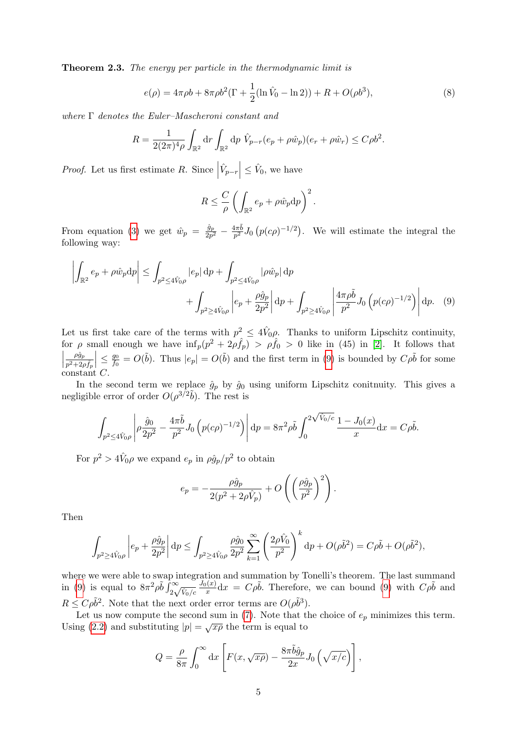**Theorem 2.3.** *The energy per particle in the thermodynamic limit is*

$$e(\rho) = 4\pi\rho b + 8\pi\rho b^2(\Gamma + \frac{1}{2}(\ln \hat{V}_0 - \ln 2)) + R + O(\rho b^3), \tag{8}$$

*where* $\Gamma$ *denotes the Euler–Mascheroni constant and*

$$R = \frac{1}{2(2\pi)^4\rho}\int_{\mathbb{R}^2} \mathrm{d}r \int_{\mathbb{R}^2} \mathrm{d}p \ \hat{V}_{p-r}(e_p + \rho\hat{w}_p)(e_r + \rho\hat{w}_r) \leq C\rho b^2.$$

*Proof.* Let us first estimate $R$. Since $\left|\hat{V}_{p-r}\right| \leq \hat{V}_0$, we have

$$R \leq \frac{C}{\rho}\left(\int_{\mathbb{R}^2} e_p + \rho\hat{w}_p \mathrm{d}p\right)^2.$$

From equation (3) we get $\hat{w}_p = \frac{\hat{g}_p}{2p^2} - \frac{4\pi\tilde{b}}{p^2}J_0\left(p(c\rho)^{-1/2}\right)$. We will estimate the integral the following way:

$$\begin{aligned}\left|\int_{\mathbb{R}^2} e_p + \rho\hat{w}_p \mathrm{d}p\right| \leq& \int_{p^2\leq 4\hat{V}_0\rho} |e_p| \,\mathrm{d}p + \int_{p^2\leq 4\hat{V}_0\rho} |\rho\hat{w}_p| \,\mathrm{d}p \\ &+ \int_{p^2\geq 4\hat{V}_0\rho} \left|e_p + \frac{\rho\hat{g}_p}{2p^2}\right| \mathrm{d}p + \int_{p^2\geq 4\hat{V}_0\rho} \left|\frac{4\pi\rho\tilde{b}}{p^2}J_0\left(p(c\rho)^{-1/2}\right)\right| \mathrm{d}p. \end{aligned} \tag{9}$$

Let us first take care of the terms with $p^2 \leq 4\hat{V}_0\rho$. Thanks to uniform Lipschitz continuity, for $\rho$ small enough we have $\inf_p(p^2 + 2\rho\hat{f}_p) > \rho\hat{f}_0 > 0$ like in (45) in [2]. It follows that $\left|\frac{\rho\hat{g}_p}{p^2+2\rho\hat{f}_p}\right| \leq \frac{g_0}{f_0} = O(\tilde{b})$. Thus $|e_p| = O(\tilde{b})$ and the first term in (9) is bounded by $C\rho\tilde{b}$ for some constant $C$.

In the second term we replace $\hat{g}_p$ by $\hat{g}_0$ using uniform Lipschitz conitnuity. This gives a negligible error of order $O(\rho^{3/2}\tilde{b})$. The rest is

$$\int_{p^2\leq 4\hat{V}_0\rho}\left|\rho\frac{\hat{g}_0}{2p^2} - \frac{4\pi\tilde{b}}{p^2}J_0\left(p(c\rho)^{-1/2}\right)\right| \mathrm{d}p = 8\pi^2\rho\tilde{b}\int_0^{2\sqrt{\hat{V}_0/c}} \frac{1-J_0(x)}{x}\mathrm{d}x = C\rho\tilde{b}.$$

For $p^2 > 4\hat{V}_0\rho$ we expand $e_p$ in $\rho\hat{g}_p/p^2$ to obtain

$$e_p = -\frac{\rho\hat{g}_p}{2(p^2 + 2\rho\hat{V}_p)} + O\left(\left(\frac{\rho\hat{g}_p}{p^2}\right)^2\right).$$

Then

$$\int_{p^2\geq 4\hat{V}_0\rho}\left|e_p + \frac{\rho\hat{g}_p}{2p^2}\right| \mathrm{d}p \leq \int_{p^2\geq 4\hat{V}_0\rho} \frac{\rho\hat{g}_0}{2p^2}\sum_{k=1}^{\infty}\left(\frac{2\rho\hat{V}_0}{p^2}\right)^k \mathrm{d}p + O(\rho\tilde{b}^2) = C\rho\tilde{b} + O(\rho\tilde{b}^2),$$

where we were able to swap integration and summation by Tonelli's theorem. The last summand in (9) is equal to $8\pi^2\rho\tilde{b}\int_{2\sqrt{\hat{V}_0/c}}^{\infty}\frac{J_0(x)}{x}\mathrm{d}x = C\rho\tilde{b}$. Therefore, we can bound (9) with $C\rho\tilde{b}$ and $R \leq C\rho\tilde{b}^2$. Note that the next order error terms are $O(\rho\tilde{b}^3)$.

Let us now compute the second sum in (7). Note that the choice of $e_p$ minimizes this term. Using (2.2) and substituting $|p| = \sqrt{x\rho}$ the term is equal to

$$Q = \frac{\rho}{8\pi}\int_0^{\infty}\mathrm{d}x\left[F(x,\sqrt{x\rho}) - \frac{8\pi\tilde{b}\hat{g}_p}{2x}J_0\left(\sqrt{x/c}\right)\right],$$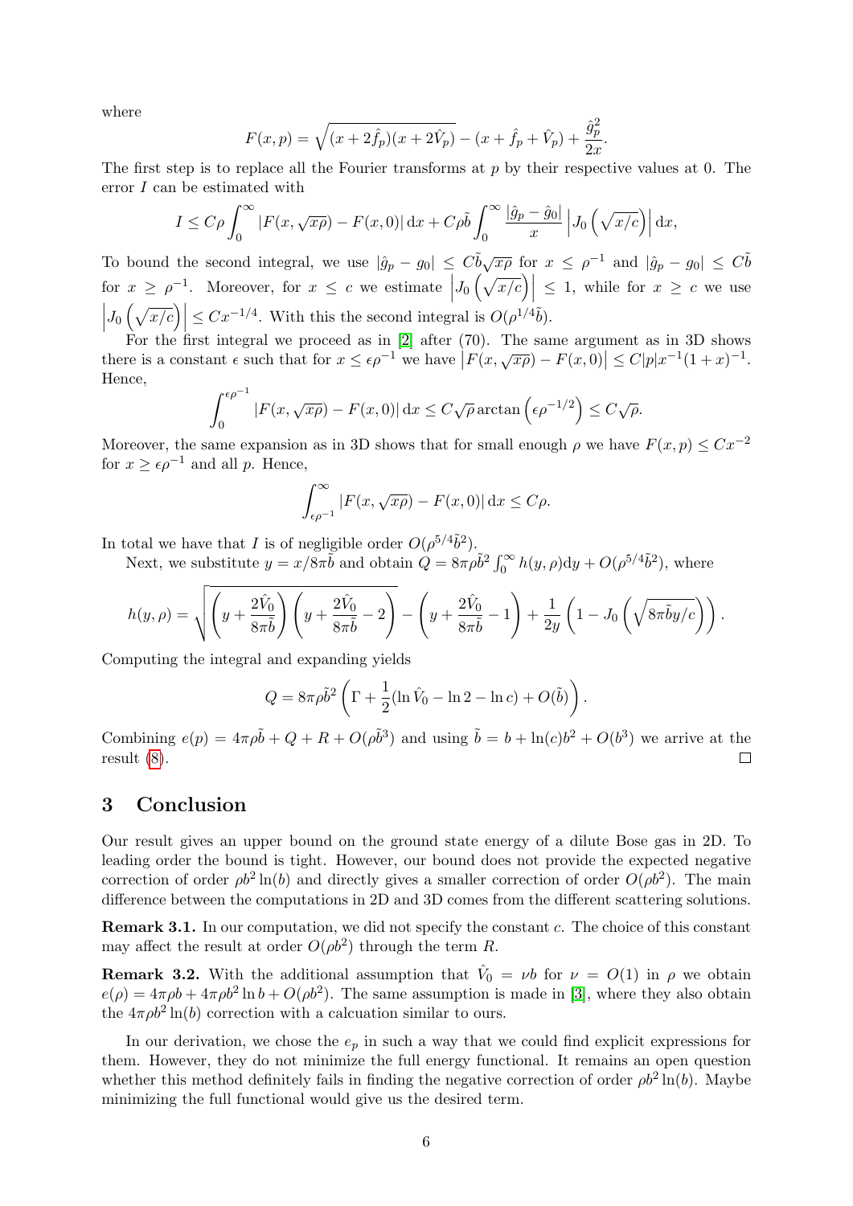where

$$F(x,p) = \sqrt{(x+2\hat{f}_p)(x+2\hat{V}_p)} - (x+\hat{f}_p+\hat{V}_p) + \frac{\hat{g}_p^2}{2x}.$$

The first step is to replace all the Fourier transforms at $p$ by their respective values at 0. The error $I$ can be estimated with

$$I \leq C\rho \int_0^\infty |F(x,\sqrt{x\rho}) - F(x,0)|\,\mathrm{d}x + C\rho\tilde{b}\int_0^\infty \frac{|\hat{g}_p - \hat{g}_0|}{x}\left|J_0\left(\sqrt{x/c}\right)\right|\mathrm{d}x,$$

To bound the second integral, we use $|\hat{g}_p - g_0| \leq C\tilde{b}\sqrt{x\rho}$ for $x \leq \rho^{-1}$ and $|\hat{g}_p - g_0| \leq C\tilde{b}$ for $x \geq \rho^{-1}$. Moreover, for $x \leq c$ we estimate $\left|J_0\left(\sqrt{x/c}\right)\right| \leq 1$, while for $x \geq c$ we use $\left|J_0\left(\sqrt{x/c}\right)\right| \leq Cx^{-1/4}$. With this the second integral is $O(\rho^{1/4}\tilde{b})$.

For the first integral we proceed as in [2] after (70). The same argument as in 3D shows there is a constant $\epsilon$ such that for $x \leq \epsilon\rho^{-1}$ we have $\left|F(x,\sqrt{x\rho}) - F(x,0)\right| \leq C|p|x^{-1}(1+x)^{-1}$. Hence,

$$\int_0^{\epsilon\rho^{-1}} |F(x,\sqrt{x\rho}) - F(x,0)|\,\mathrm{d}x \leq C\sqrt{\rho}\arctan\left(\epsilon\rho^{-1/2}\right) \leq C\sqrt{\rho}.$$

Moreover, the same expansion as in 3D shows that for small enough $\rho$ we have $F(x,p) \leq Cx^{-2}$ for $x \geq \epsilon\rho^{-1}$ and all $p$. Hence,

$$\int_{\epsilon\rho^{-1}}^\infty |F(x,\sqrt{x\rho}) - F(x,0)|\,\mathrm{d}x \leq C\rho.$$

In total we have that $I$ is of negligible order $O(\rho^{5/4}\tilde{b}^2)$.

Next, we substitute $y = x/8\pi\tilde{b}$ and obtain $Q = 8\pi\rho\tilde{b}^2\int_0^\infty h(y,\rho)\mathrm{d}y + O(\rho^{5/4}\tilde{b}^2)$, where

$$h(y,\rho) = \sqrt{\left(y+\frac{2\hat{V}_0}{8\pi\tilde{b}}\right)\left(y+\frac{2\hat{V}_0}{8\pi\tilde{b}}-2\right)} - \left(y+\frac{2\hat{V}_0}{8\pi\tilde{b}}-1\right) + \frac{1}{2y}\left(1 - J_0\left(\sqrt{8\pi\tilde{b}y/c}\right)\right).$$

Computing the integral and expanding yields

$$Q = 8\pi\rho\tilde{b}^2\left(\Gamma + \frac{1}{2}(\ln\hat{V}_0 - \ln 2 - \ln c) + O(\tilde{b})\right).$$

Combining $e(p) = 4\pi\rho\tilde{b} + Q + R + O(\rho\tilde{b}^3)$ and using $\tilde{b} = b + \ln(c)b^2 + O(b^3)$ we arrive at the result (8). □

## 3 Conclusion

Our result gives an upper bound on the ground state energy of a dilute Bose gas in 2D. To leading order the bound is tight. However, our bound does not provide the expected negative correction of order $\rho b^2\ln(b)$ and directly gives a smaller correction of order $O(\rho b^2)$. The main difference between the computations in 2D and 3D comes from the different scattering solutions.

**Remark 3.1.** In our computation, we did not specify the constant $c$. The choice of this constant may affect the result at order $O(\rho b^2)$ through the term $R$.

**Remark 3.2.** With the additional assumption that $\hat{V}_0 = \nu b$ for $\nu = O(1)$ in $\rho$ we obtain $e(\rho) = 4\pi\rho b + 4\pi\rho b^2\ln b + O(\rho b^2)$. The same assumption is made in [3], where they also obtain the $4\pi\rho b^2\ln(b)$ correction with a calcuation similar to ours.

In our derivation, we chose the $e_p$ in such a way that we could find explicit expressions for them. However, they do not minimize the full energy functional. It remains an open question whether this method definitely fails in finding the negative correction of order $\rho b^2\ln(b)$. Maybe minimizing the full functional would give us the desired term.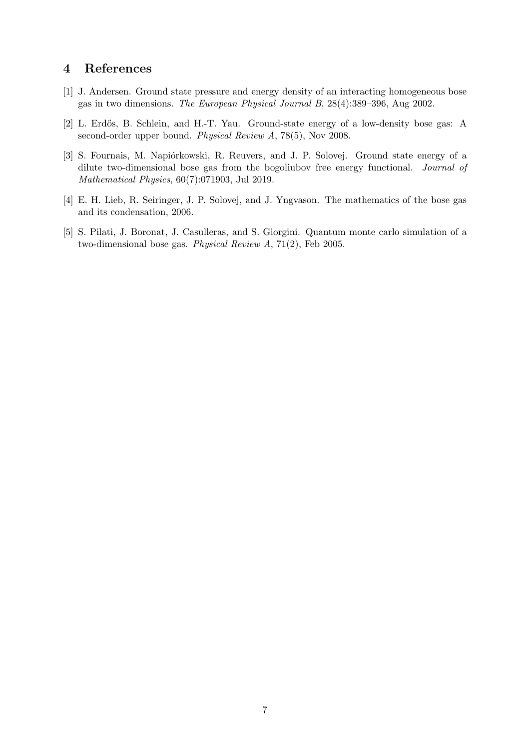## 4 References

[1] J. Andersen. Ground state pressure and energy density of an interacting homogeneous bose gas in two dimensions. *The European Physical Journal B*, 28(4):389–396, Aug 2002.

[2] L. Erdős, B. Schlein, and H.-T. Yau. Ground-state energy of a low-density bose gas: A second-order upper bound. *Physical Review A*, 78(5), Nov 2008.

[3] S. Fournais, M. Napiórkowski, R. Reuvers, and J. P. Solovej. Ground state energy of a dilute two-dimensional bose gas from the bogoliubov free energy functional. *Journal of Mathematical Physics*, 60(7):071903, Jul 2019.

[4] E. H. Lieb, R. Seiringer, J. P. Solovej, and J. Yngvason. The mathematics of the bose gas and its condensation, 2006.

[5] S. Pilati, J. Boronat, J. Casulleras, and S. Giorgini. Quantum monte carlo simulation of a two-dimensional bose gas. *Physical Review A*, 71(2), Feb 2005.